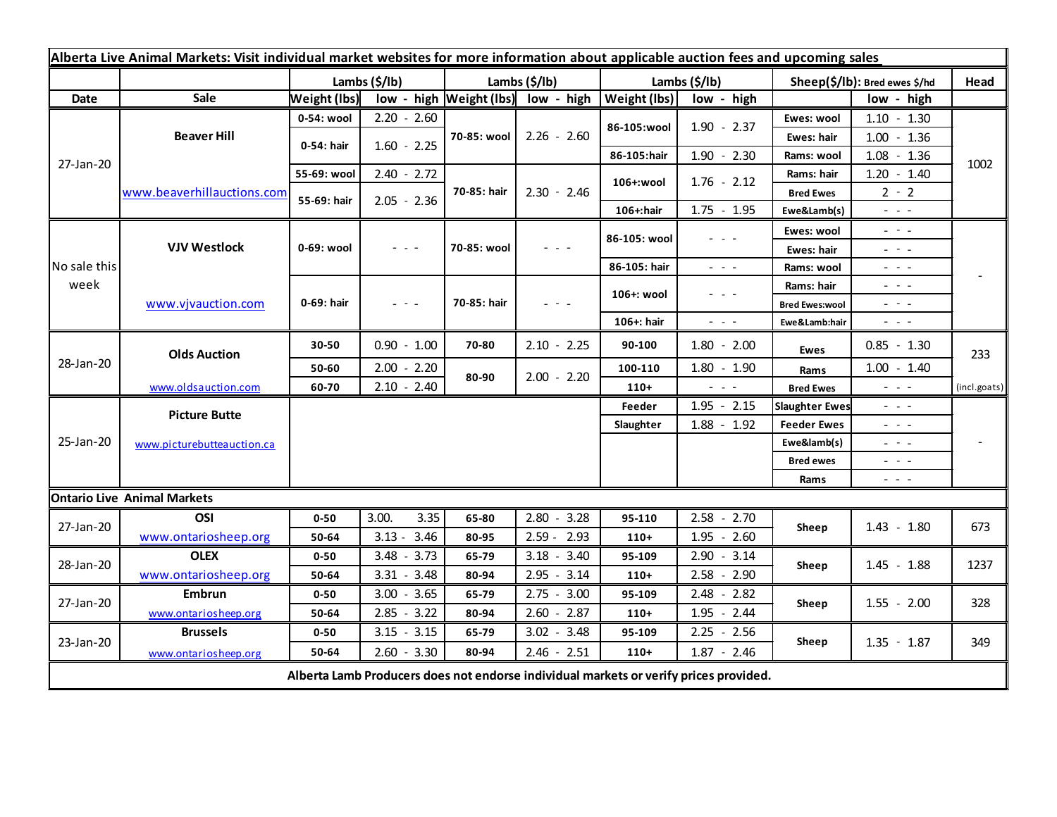**Alberta Live Animal Markets: Visit individual market websites for more information about applicable auction fees and upcoming sales**

| Date | Sale | Lambs ($/lb) | | Lambs ($/lb) | | Lambs ($/lb) | | Sheep($/lb): Bred ewes $/hd | | Head |
|---|---|---|---|---|---|---|---|---|---|---|
| | | Weight (lbs) | low - high | Weight (lbs) | low - high | Weight (lbs) | low - high | | low - high | |
| 27-Jan-20 | Beaver Hill | 0-54: wool | 2.20 - 2.60 | 70-85: wool | 2.26 - 2.60 | 86-105:wool | 1.90 - 2.37 | Ewes: wool | 1.10 - 1.30 | 1002 |
| | | 0-54: hair | 1.60 - 2.25 | | | | | Ewes: hair | 1.00 - 1.36 | |
| | | | | | | 86-105:hair | 1.90 - 2.30 | Rams: wool | 1.08 - 1.36 | |
| | www.beaverhillauctions.com | 55-69: wool | 2.40 - 2.72 | 70-85: hair | 2.30 - 2.46 | 106+:wool | 1.76 - 2.12 | Rams: hair | 1.20 - 1.40 | |
| | | 55-69: hair | 2.05 - 2.36 | | | | | Bred Ewes | 2 - 2 | |
| | | | | | | 106+:hair | 1.75 - 1.95 | Ewe&Lamb(s) | - - - | |
| No sale this week | VJV Westlock | 0-69: wool | - - - | 70-85: wool | - - - | 86-105: wool | - - - | Ewes: wool | - - - | - |
| | | | | | | | | Ewes: hair | - - - | |
| | | | | | | 86-105: hair | - - - | Rams: wool | - - - | |
| | www.vjvauction.com | 0-69: hair | - - - | 70-85: hair | - - - | 106+: wool | - - - | Rams: hair | - - - | |
| | | | | | | | | Bred Ewes:wool | - - - | |
| | | | | | | 106+: hair | - - - | Ewe&Lamb:hair | - - - | |
| 28-Jan-20 | Olds Auction | 30-50 | 0.90 - 1.00 | 70-80 | 2.10 - 2.25 | 90-100 | 1.80 - 2.00 | Ewes | 0.85 - 1.30 | 233 |
| | | 50-60 | 2.00 - 2.20 | 80-90 | 2.00 - 2.20 | 100-110 | 1.80 - 1.90 | Rams | 1.00 - 1.40 | |
| | www.oldsauction.com | 60-70 | 2.10 - 2.40 | | | 110+ | - - - | Bred Ewes | - - - | (incl.goats) |
| 25-Jan-20 | Picture Butte | | | | | Feeder | 1.95 - 2.15 | Slaughter Ewes | - - - | - |
| | www.picturebutteauction.ca | | | | | Slaughter | 1.88 - 1.92 | Feeder Ewes | - - - | |
| | | | | | | | | Ewe&lamb(s) | - - - | |
| | | | | | | | | Bred ewes | - - - | |
| | | | | | | | | Rams | - - - | |
| **Ontario Live Animal Markets** | | | | | | | | | | |
| 27-Jan-20 | OSI | 0-50 | 3.00. 3.35 | 65-80 | 2.80 - 3.28 | 95-110 | 2.58 - 2.70 | Sheep | 1.43 - 1.80 | 673 |
| | www.ontariosheep.org | 50-64 | 3.13 - 3.46 | 80-95 | 2.59 - 2.93 | 110+ | 1.95 - 2.60 | | | |
| 28-Jan-20 | OLEX | 0-50 | 3.48 - 3.73 | 65-79 | 3.18 - 3.40 | 95-109 | 2.90 - 3.14 | Sheep | 1.45 - 1.88 | 1237 |
| | www.ontariosheep.org | 50-64 | 3.31 - 3.48 | 80-94 | 2.95 - 3.14 | 110+ | 2.58 - 2.90 | | | |
| 27-Jan-20 | Embrun | 0-50 | 3.00 - 3.65 | 65-79 | 2.75 - 3.00 | 95-109 | 2.48 - 2.82 | Sheep | 1.55 - 2.00 | 328 |
| | www.ontariosheep.org | 50-64 | 2.85 - 3.22 | 80-94 | 2.60 - 2.87 | 110+ | 1.95 - 2.44 | | | |
| 23-Jan-20 | Brussels | 0-50 | 3.15 - 3.15 | 65-79 | 3.02 - 3.48 | 95-109 | 2.25 - 2.56 | Sheep | 1.35 - 1.87 | 349 |
| | www.ontariosheep.org | 50-64 | 2.60 - 3.30 | 80-94 | 2.46 - 2.51 | 110+ | 1.87 - 2.46 | | | |

**Alberta Lamb Producers does not endorse individual markets or verify prices provided.**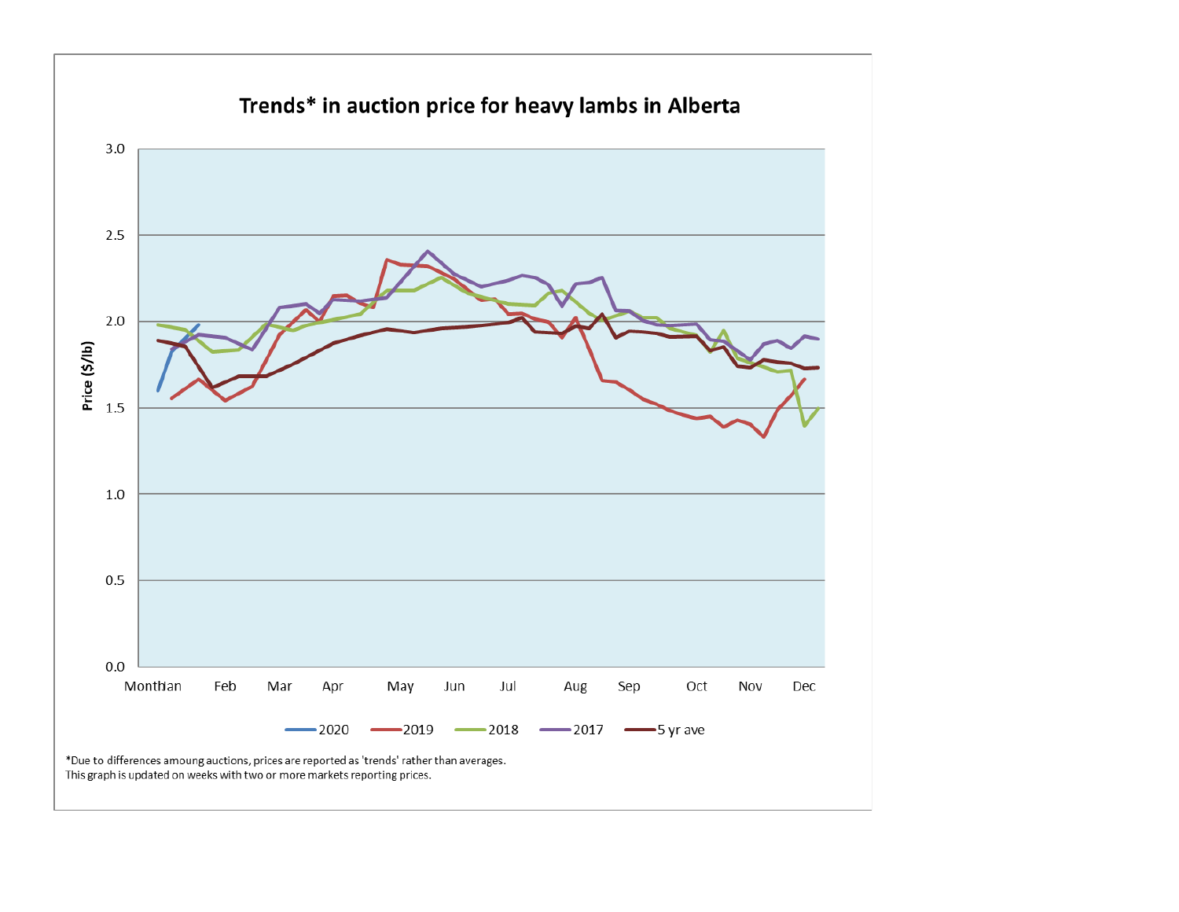## Trends* in auction price for heavy lambs in Alberta

Price ($/lb)

3.0
2.5
2.0
1.5
1.0
0.5
0.0

Month Jan Feb Mar Apr May Jun Jul Aug Sep Oct Nov Dec

2020 2019 2018 2017 5 yr ave

*Due to differences amoung auctions, prices are reported as 'trends' rather than averages.
This graph is updated on weeks with two or more markets reporting prices.